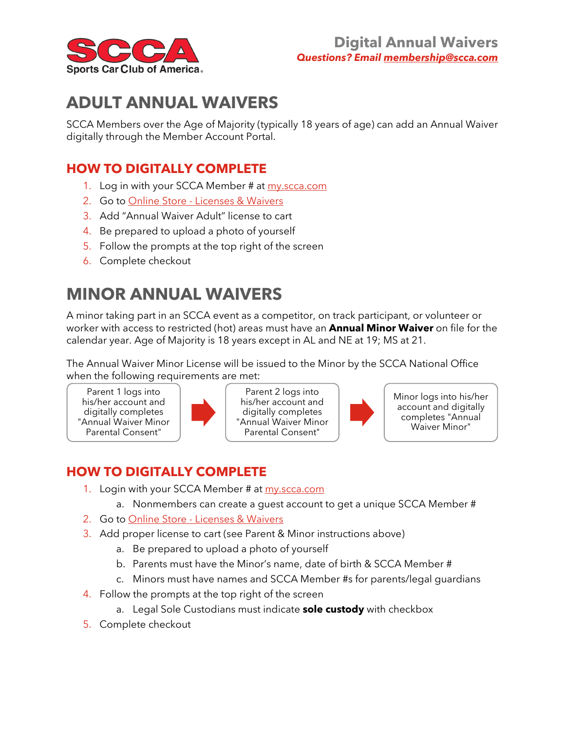**SCCA Sports Car Club of America**

# Digital Annual Waivers

***Questions? Email membership@scca.com***

## ADULT ANNUAL WAIVERS

SCCA Members over the Age of Majority (typically 18 years of age) can add an Annual Waiver digitally through the Member Account Portal.

### HOW TO DIGITALLY COMPLETE

1. Log in with your SCCA Member # at my.scca.com
2. Go to Online Store - Licenses & Waivers
3. Add "Annual Waiver Adult" license to cart
4. Be prepared to upload a photo of yourself
5. Follow the prompts at the top right of the screen
6. Complete checkout

## MINOR ANNUAL WAIVERS

A minor taking part in an SCCA event as a competitor, on track participant, or volunteer or worker with access to restricted (hot) areas must have an **Annual Minor Waiver** on file for the calendar year. Age of Majority is 18 years except in AL and NE at 19; MS at 21.

The Annual Waiver Minor License will be issued to the Minor by the SCCA National Office when the following requirements are met:

Parent 1 logs into his/her account and digitally completes "Annual Waiver Minor Parental Consent" → Parent 2 logs into his/her account and digitally completes "Annual Waiver Minor Parental Consent" → Minor logs into his/her account and digitally completes "Annual Waiver Minor"

### HOW TO DIGITALLY COMPLETE

1. Login with your SCCA Member # at my.scca.com
   a. Nonmembers can create a guest account to get a unique SCCA Member #
2. Go to Online Store - Licenses & Waivers
3. Add proper license to cart (see Parent & Minor instructions above)
   a. Be prepared to upload a photo of yourself
   b. Parents must have the Minor's name, date of birth & SCCA Member #
   c. Minors must have names and SCCA Member #s for parents/legal guardians
4. Follow the prompts at the top right of the screen
   a. Legal Sole Custodians must indicate **sole custody** with checkbox
5. Complete checkout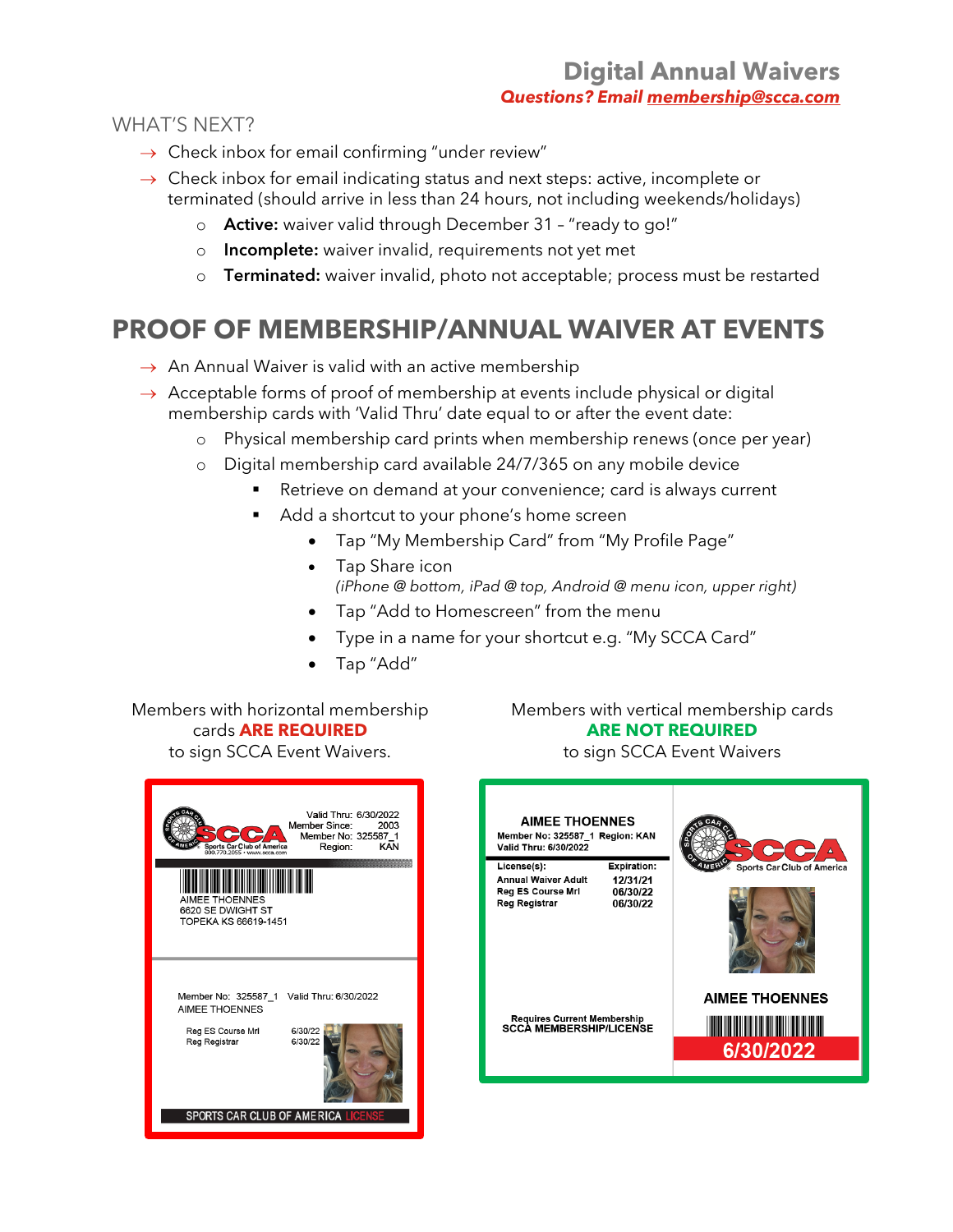WHAT'S NEXT?

→ Check inbox for email confirming "under review"

→ Check inbox for email indicating status and next steps: active, incomplete or terminated (should arrive in less than 24 hours, not including weekends/holidays)

- **Active:** waiver valid through December 31 – "ready to go!"
- **Incomplete:** waiver invalid, requirements not yet met
- **Terminated:** waiver invalid, photo not acceptable; process must be restarted

## PROOF OF MEMBERSHIP/ANNUAL WAIVER AT EVENTS

→ An Annual Waiver is valid with an active membership

→ Acceptable forms of proof of membership at events include physical or digital membership cards with 'Valid Thru' date equal to or after the event date:

- Physical membership card prints when membership renews (once per year)
- Digital membership card available 24/7/365 on any mobile device
  - Retrieve on demand at your convenience; card is always current
  - Add a shortcut to your phone's home screen
    - Tap "My Membership Card" from "My Profile Page"
    - Tap Share icon
      *(iPhone @ bottom, iPad @ top, Android @ menu icon, upper right)*
    - Tap "Add to Homescreen" from the menu
    - Type in a name for your shortcut e.g. "My SCCA Card"
    - Tap "Add"

Members with horizontal membership cards **ARE REQUIRED** to sign SCCA Event Waivers.

Members with vertical membership cards **ARE NOT REQUIRED** to sign SCCA Event Waivers